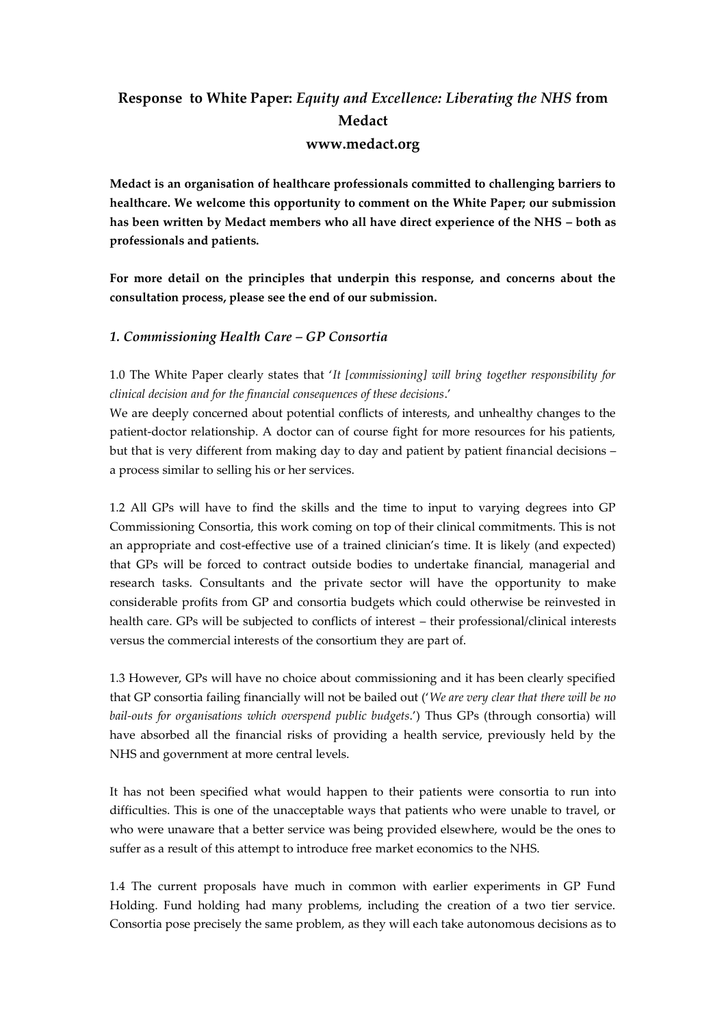# Response to White Paper: *Equity and Excellence: Liberating the NHS* from Medact

## www.medact.org

**Medact is an organisation of healthcare professionals committed to challenging barriers to healthcare. We welcome this opportunity to comment on the White Paper; our submission has been written by Medact members who all have direct experience of the NHS – both as professionals and patients.**

**For more detail on the principles that underpin this response, and concerns about the consultation process, please see the end of our submission.**

### *1. Commissioning Health Care – GP Consortia*

1.0 The White Paper clearly states that '*It [commissioning] will bring together responsibility for clinical decision and for the financial consequences of these decisions*.'

We are deeply concerned about potential conflicts of interests, and unhealthy changes to the patient-doctor relationship. A doctor can of course fight for more resources for his patients, but that is very different from making day to day and patient by patient financial decisions – a process similar to selling his or her services.

1.2 All GPs will have to find the skills and the time to input to varying degrees into GP Commissioning Consortia, this work coming on top of their clinical commitments. This is not an appropriate and cost-effective use of a trained clinician's time. It is likely (and expected) that GPs will be forced to contract outside bodies to undertake financial, managerial and research tasks. Consultants and the private sector will have the opportunity to make considerable profits from GP and consortia budgets which could otherwise be reinvested in health care. GPs will be subjected to conflicts of interest – their professional/clinical interests versus the commercial interests of the consortium they are part of.

1.3 However, GPs will have no choice about commissioning and it has been clearly specified that GP consortia failing financially will not be bailed out ('*We are very clear that there will be no bail-outs for organisations which overspend public budgets*.') Thus GPs (through consortia) will have absorbed all the financial risks of providing a health service, previously held by the NHS and government at more central levels.

It has not been specified what would happen to their patients were consortia to run into difficulties. This is one of the unacceptable ways that patients who were unable to travel, or who were unaware that a better service was being provided elsewhere, would be the ones to suffer as a result of this attempt to introduce free market economics to the NHS.

1.4 The current proposals have much in common with earlier experiments in GP Fund Holding. Fund holding had many problems, including the creation of a two tier service. Consortia pose precisely the same problem, as they will each take autonomous decisions as to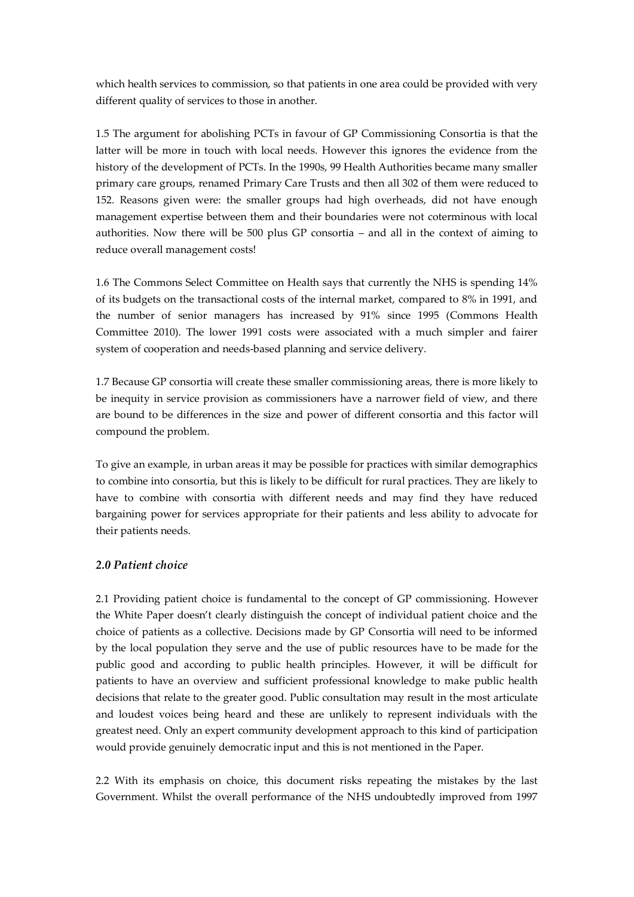which health services to commission, so that patients in one area could be provided with very different quality of services to those in another.

1.5 The argument for abolishing PCTs in favour of GP Commissioning Consortia is that the latter will be more in touch with local needs. However this ignores the evidence from the history of the development of PCTs. In the 1990s, 99 Health Authorities became many smaller primary care groups, renamed Primary Care Trusts and then all 302 of them were reduced to 152. Reasons given were: the smaller groups had high overheads, did not have enough management expertise between them and their boundaries were not coterminous with local authorities. Now there will be 500 plus GP consortia – and all in the context of aiming to reduce overall management costs!

1.6 The Commons Select Committee on Health says that currently the NHS is spending 14% of its budgets on the transactional costs of the internal market, compared to 8% in 1991, and the number of senior managers has increased by 91% since 1995 (Commons Health Committee 2010). The lower 1991 costs were associated with a much simpler and fairer system of cooperation and needs-based planning and service delivery.

1.7 Because GP consortia will create these smaller commissioning areas, there is more likely to be inequity in service provision as commissioners have a narrower field of view, and there are bound to be differences in the size and power of different consortia and this factor will compound the problem.

To give an example, in urban areas it may be possible for practices with similar demographics to combine into consortia, but this is likely to be difficult for rural practices. They are likely to have to combine with consortia with different needs and may find they have reduced bargaining power for services appropriate for their patients and less ability to advocate for their patients needs.

### *2.0 Patient choice*

2.1 Providing patient choice is fundamental to the concept of GP commissioning. However the White Paper doesn't clearly distinguish the concept of individual patient choice and the choice of patients as a collective. Decisions made by GP Consortia will need to be informed by the local population they serve and the use of public resources have to be made for the public good and according to public health principles. However, it will be difficult for patients to have an overview and sufficient professional knowledge to make public health decisions that relate to the greater good. Public consultation may result in the most articulate and loudest voices being heard and these are unlikely to represent individuals with the greatest need. Only an expert community development approach to this kind of participation would provide genuinely democratic input and this is not mentioned in the Paper.

2.2 With its emphasis on choice, this document risks repeating the mistakes by the last Government. Whilst the overall performance of the NHS undoubtedly improved from 1997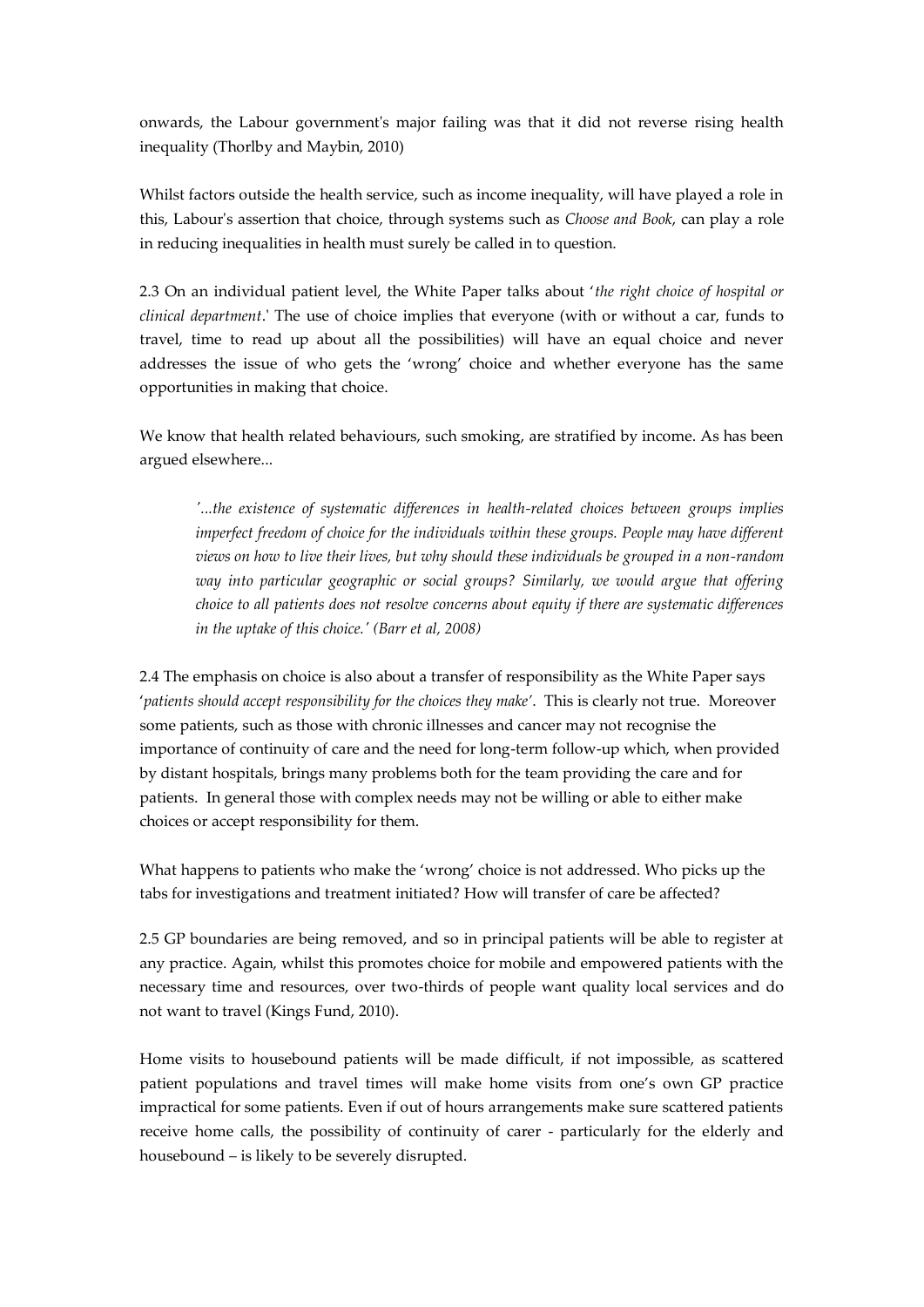onwards, the Labour government's major failing was that it did not reverse rising health inequality (Thorlby and Maybin, 2010)

Whilst factors outside the health service, such as income inequality, will have played a role in this, Labour's assertion that choice, through systems such as *Choose and Book*, can play a role in reducing inequalities in health must surely be called in to question.

2.3 On an individual patient level, the White Paper talks about '*the right choice of hospital or clinical department*.' The use of choice implies that everyone (with or without a car, funds to travel, time to read up about all the possibilities) will have an equal choice and never addresses the issue of who gets the 'wrong' choice and whether everyone has the same opportunities in making that choice.

We know that health related behaviours, such smoking, are stratified by income. As has been argued elsewhere...

> *'...the existence of systematic differences in health-related choices between groups implies imperfect freedom of choice for the individuals within these groups. People may have different views on how to live their lives, but why should these individuals be grouped in a non-random way into particular geographic or social groups? Similarly, we would argue that offering choice to all patients does not resolve concerns about equity if there are systematic differences in the uptake of this choice.' (Barr et al, 2008)*

2.4 The emphasis on choice is also about a transfer of responsibility as the White Paper says '*patients should accept responsibility for the choices they make*'. This is clearly not true. Moreover some patients, such as those with chronic illnesses and cancer may not recognise the importance of continuity of care and the need for long-term follow-up which, when provided by distant hospitals, brings many problems both for the team providing the care and for patients. In general those with complex needs may not be willing or able to either make choices or accept responsibility for them.

What happens to patients who make the 'wrong' choice is not addressed. Who picks up the tabs for investigations and treatment initiated? How will transfer of care be affected?

2.5 GP boundaries are being removed, and so in principal patients will be able to register at any practice. Again, whilst this promotes choice for mobile and empowered patients with the necessary time and resources, over two-thirds of people want quality local services and do not want to travel (Kings Fund, 2010).

Home visits to housebound patients will be made difficult, if not impossible, as scattered patient populations and travel times will make home visits from one's own GP practice impractical for some patients. Even if out of hours arrangements make sure scattered patients receive home calls, the possibility of continuity of carer - particularly for the elderly and housebound – is likely to be severely disrupted.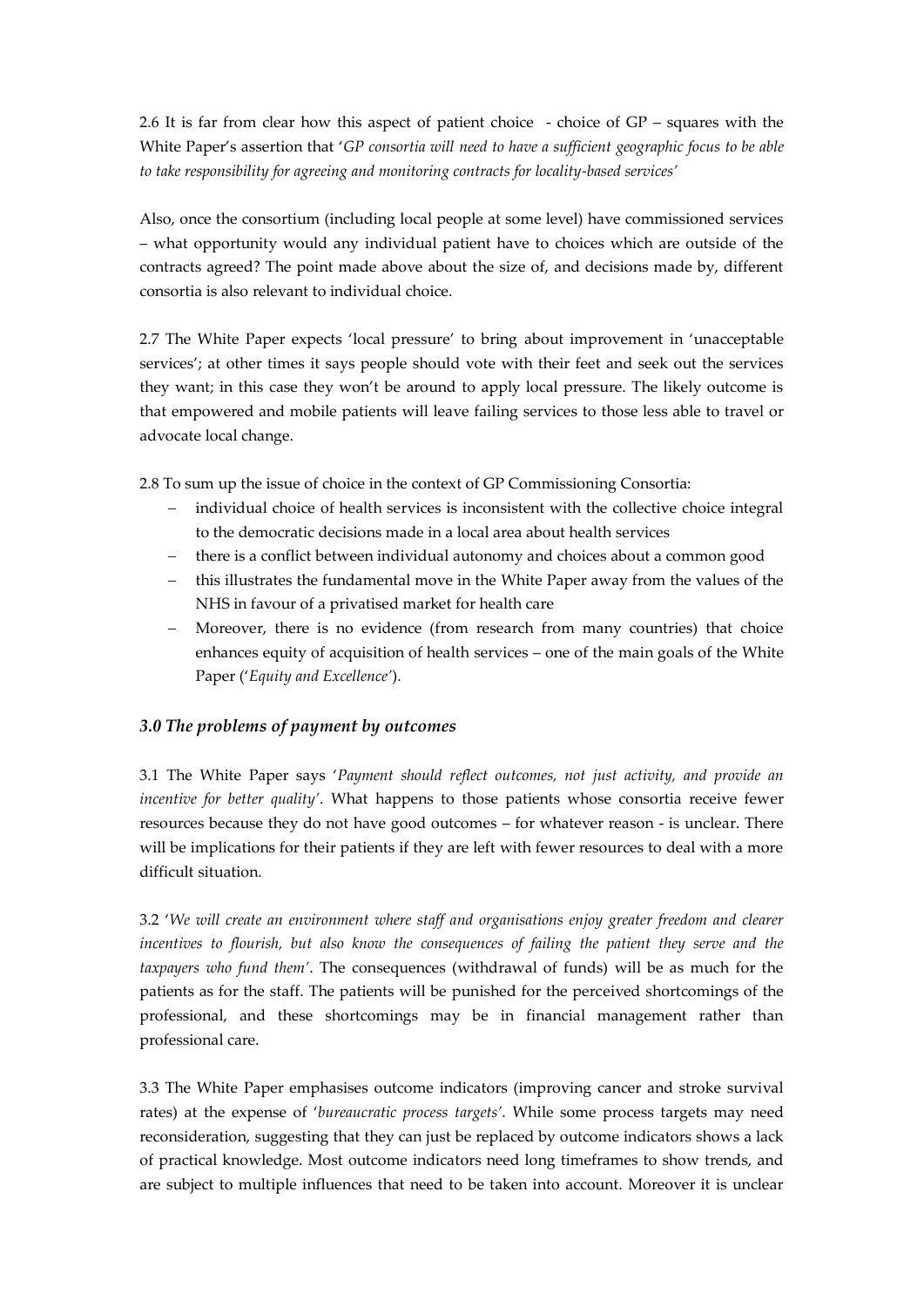2.6 It is far from clear how this aspect of patient choice - choice of GP – squares with the White Paper's assertion that '*GP consortia will need to have a sufficient geographic focus to be able to take responsibility for agreeing and monitoring contracts for locality-based services'*

Also, once the consortium (including local people at some level) have commissioned services – what opportunity would any individual patient have to choices which are outside of the contracts agreed? The point made above about the size of, and decisions made by, different consortia is also relevant to individual choice.

2.7 The White Paper expects 'local pressure' to bring about improvement in 'unacceptable services'; at other times it says people should vote with their feet and seek out the services they want; in this case they won't be around to apply local pressure. The likely outcome is that empowered and mobile patients will leave failing services to those less able to travel or advocate local change.

2.8 To sum up the issue of choice in the context of GP Commissioning Consortia:

- individual choice of health services is inconsistent with the collective choice integral to the democratic decisions made in a local area about health services
- there is a conflict between individual autonomy and choices about a common good
- this illustrates the fundamental move in the White Paper away from the values of the NHS in favour of a privatised market for health care
- Moreover, there is no evidence (from research from many countries) that choice enhances equity of acquisition of health services – one of the main goals of the White Paper ('*Equity and Excellence'*).

### *3.0 The problems of payment by outcomes*

3.1 The White Paper says '*Payment should reflect outcomes, not just activity, and provide an incentive for better quality'*. What happens to those patients whose consortia receive fewer resources because they do not have good outcomes – for whatever reason - is unclear. There will be implications for their patients if they are left with fewer resources to deal with a more difficult situation.

3.2 '*We will create an environment where staff and organisations enjoy greater freedom and clearer incentives to flourish, but also know the consequences of failing the patient they serve and the taxpayers who fund them'*. The consequences (withdrawal of funds) will be as much for the patients as for the staff. The patients will be punished for the perceived shortcomings of the professional, and these shortcomings may be in financial management rather than professional care.

3.3 The White Paper emphasises outcome indicators (improving cancer and stroke survival rates) at the expense of '*bureaucratic process targets'*. While some process targets may need reconsideration, suggesting that they can just be replaced by outcome indicators shows a lack of practical knowledge. Most outcome indicators need long timeframes to show trends, and are subject to multiple influences that need to be taken into account. Moreover it is unclear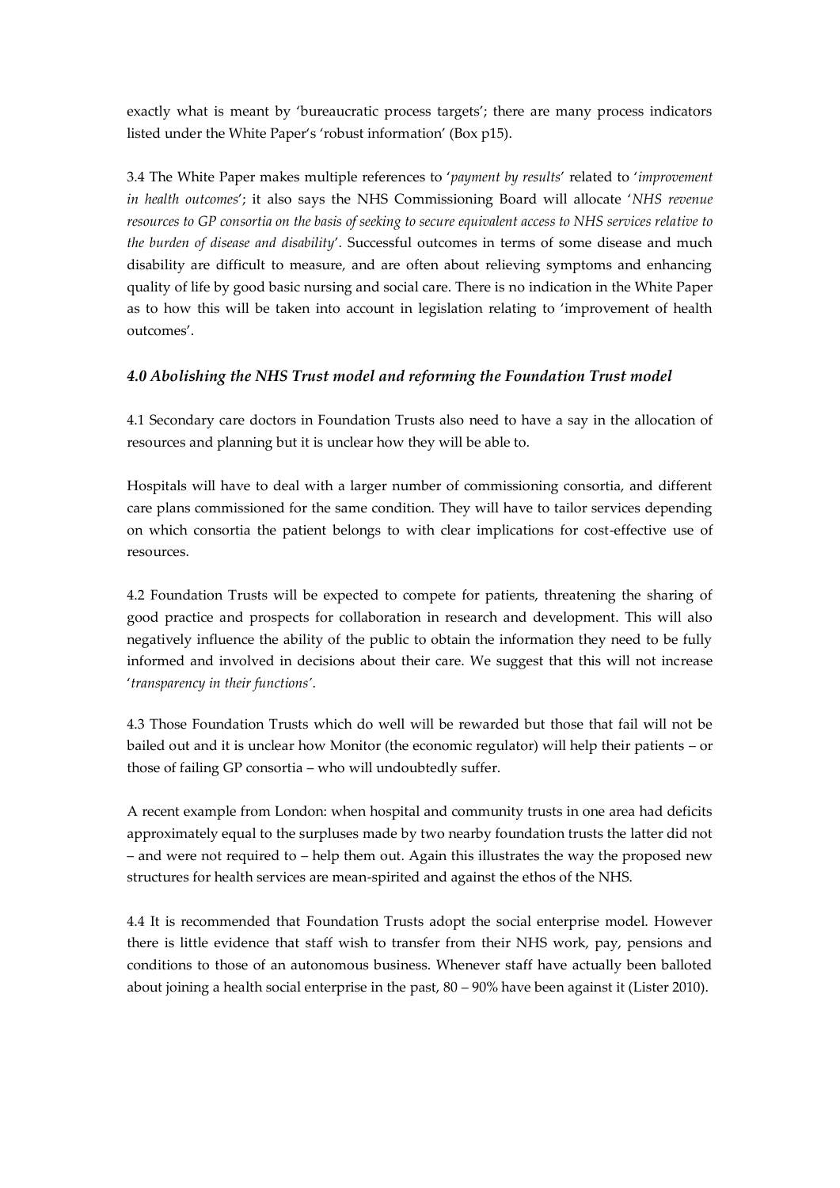exactly what is meant by 'bureaucratic process targets'; there are many process indicators listed under the White Paper's 'robust information' (Box p15).

3.4 The White Paper makes multiple references to '*payment by results*' related to '*improvement in health outcomes*'; it also says the NHS Commissioning Board will allocate '*NHS revenue resources to GP consortia on the basis of seeking to secure equivalent access to NHS services relative to the burden of disease and disability*'. Successful outcomes in terms of some disease and much disability are difficult to measure, and are often about relieving symptoms and enhancing quality of life by good basic nursing and social care. There is no indication in the White Paper as to how this will be taken into account in legislation relating to 'improvement of health outcomes'.

### *4.0 Abolishing the NHS Trust model and reforming the Foundation Trust model*

4.1 Secondary care doctors in Foundation Trusts also need to have a say in the allocation of resources and planning but it is unclear how they will be able to.

Hospitals will have to deal with a larger number of commissioning consortia, and different care plans commissioned for the same condition. They will have to tailor services depending on which consortia the patient belongs to with clear implications for cost-effective use of resources.

4.2 Foundation Trusts will be expected to compete for patients, threatening the sharing of good practice and prospects for collaboration in research and development. This will also negatively influence the ability of the public to obtain the information they need to be fully informed and involved in decisions about their care. We suggest that this will not increase '*transparency in their functions*'.

4.3 Those Foundation Trusts which do well will be rewarded but those that fail will not be bailed out and it is unclear how Monitor (the economic regulator) will help their patients – or those of failing GP consortia – who will undoubtedly suffer.

A recent example from London: when hospital and community trusts in one area had deficits approximately equal to the surpluses made by two nearby foundation trusts the latter did not – and were not required to – help them out. Again this illustrates the way the proposed new structures for health services are mean-spirited and against the ethos of the NHS.

4.4 It is recommended that Foundation Trusts adopt the social enterprise model. However there is little evidence that staff wish to transfer from their NHS work, pay, pensions and conditions to those of an autonomous business. Whenever staff have actually been balloted about joining a health social enterprise in the past, 80 – 90% have been against it (Lister 2010).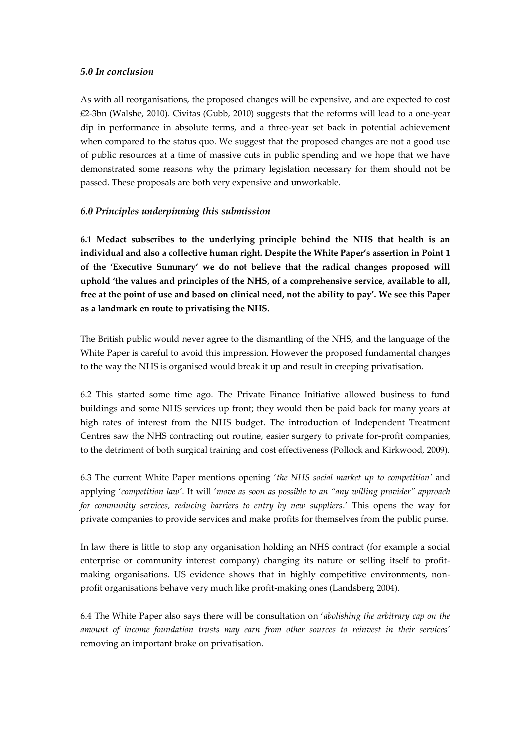### *5.0 In conclusion*

As with all reorganisations, the proposed changes will be expensive, and are expected to cost £2-3bn (Walshe, 2010). Civitas (Gubb, 2010) suggests that the reforms will lead to a one-year dip in performance in absolute terms, and a three-year set back in potential achievement when compared to the status quo. We suggest that the proposed changes are not a good use of public resources at a time of massive cuts in public spending and we hope that we have demonstrated some reasons why the primary legislation necessary for them should not be passed. These proposals are both very expensive and unworkable.

### *6.0 Principles underpinning this submission*

**6.1 Medact subscribes to the underlying principle behind the NHS that health is an individual and also a collective human right. Despite the White Paper's assertion in Point 1 of the 'Executive Summary' we do not believe that the radical changes proposed will uphold 'the values and principles of the NHS, of a comprehensive service, available to all, free at the point of use and based on clinical need, not the ability to pay'. We see this Paper as a landmark en route to privatising the NHS.**

The British public would never agree to the dismantling of the NHS, and the language of the White Paper is careful to avoid this impression. However the proposed fundamental changes to the way the NHS is organised would break it up and result in creeping privatisation.

6.2 This started some time ago. The Private Finance Initiative allowed business to fund buildings and some NHS services up front; they would then be paid back for many years at high rates of interest from the NHS budget. The introduction of Independent Treatment Centres saw the NHS contracting out routine, easier surgery to private for-profit companies, to the detriment of both surgical training and cost effectiveness (Pollock and Kirkwood, 2009).

6.3 The current White Paper mentions opening '*the NHS social market up to competition*' and applying '*competition law*'. It will '*move as soon as possible to an "any willing provider" approach for community services, reducing barriers to entry by new suppliers*.' This opens the way for private companies to provide services and make profits for themselves from the public purse.

In law there is little to stop any organisation holding an NHS contract (for example a social enterprise or community interest company) changing its nature or selling itself to profit-making organisations. US evidence shows that in highly competitive environments, non-profit organisations behave very much like profit-making ones (Landsberg 2004).

6.4 The White Paper also says there will be consultation on '*abolishing the arbitrary cap on the amount of income foundation trusts may earn from other sources to reinvest in their services*' removing an important brake on privatisation.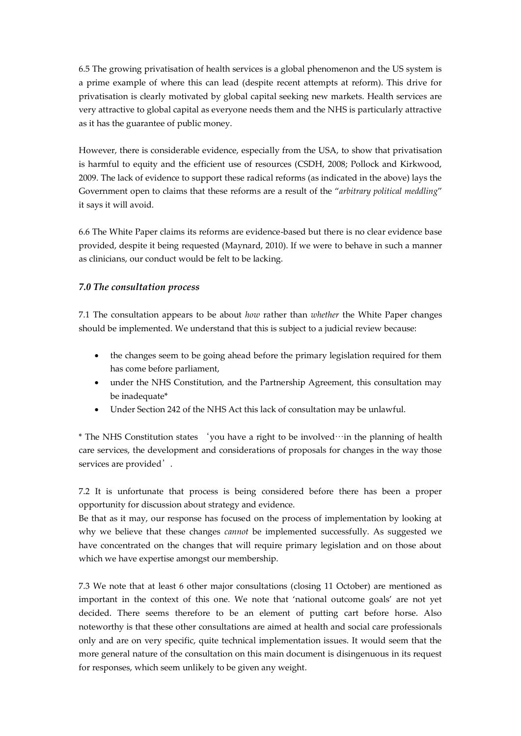6.5 The growing privatisation of health services is a global phenomenon and the US system is a prime example of where this can lead (despite recent attempts at reform). This drive for privatisation is clearly motivated by global capital seeking new markets. Health services are very attractive to global capital as everyone needs them and the NHS is particularly attractive as it has the guarantee of public money.

However, there is considerable evidence, especially from the USA, to show that privatisation is harmful to equity and the efficient use of resources (CSDH, 2008; Pollock and Kirkwood, 2009. The lack of evidence to support these radical reforms (as indicated in the above) lays the Government open to claims that these reforms are a result of the "*arbitrary political meddling*" it says it will avoid.

6.6 The White Paper claims its reforms are evidence-based but there is no clear evidence base provided, despite it being requested (Maynard, 2010). If we were to behave in such a manner as clinicians, our conduct would be felt to be lacking.

### *7.0 The consultation process*

7.1 The consultation appears to be about *how* rather than *whether* the White Paper changes should be implemented. We understand that this is subject to a judicial review because:

- the changes seem to be going ahead before the primary legislation required for them has come before parliament,
- under the NHS Constitution, and the Partnership Agreement, this consultation may be inadequate*
- Under Section 242 of the NHS Act this lack of consultation may be unlawful.

* The NHS Constitution states 'you have a right to be involved…in the planning of health care services, the development and considerations of proposals for changes in the way those services are provided'.

7.2 It is unfortunate that process is being considered before there has been a proper opportunity for discussion about strategy and evidence.
Be that as it may, our response has focused on the process of implementation by looking at why we believe that these changes *cannot* be implemented successfully. As suggested we have concentrated on the changes that will require primary legislation and on those about which we have expertise amongst our membership.

7.3 We note that at least 6 other major consultations (closing 11 October) are mentioned as important in the context of this one. We note that 'national outcome goals' are not yet decided. There seems therefore to be an element of putting cart before horse. Also noteworthy is that these other consultations are aimed at health and social care professionals only and are on very specific, quite technical implementation issues. It would seem that the more general nature of the consultation on this main document is disingenuous in its request for responses, which seem unlikely to be given any weight.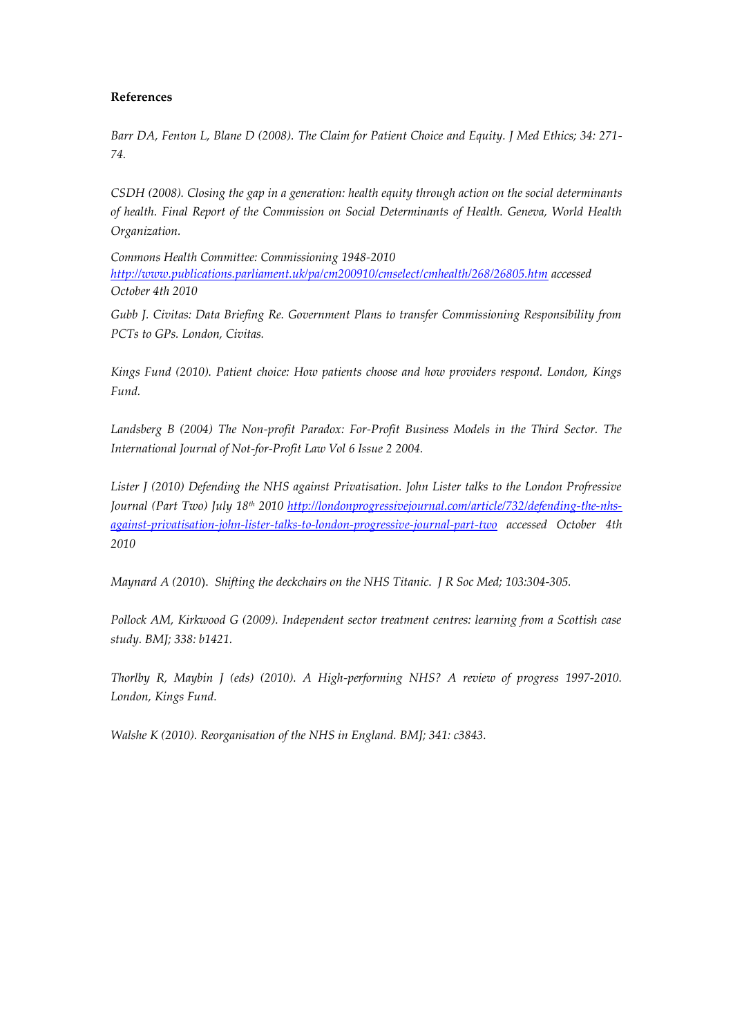**References**

*Barr DA, Fenton L, Blane D (2008). The Claim for Patient Choice and Equity. J Med Ethics; 34: 271-74.*

*CSDH (2008). Closing the gap in a generation: health equity through action on the social determinants of health. Final Report of the Commission on Social Determinants of Health. Geneva, World Health Organization.*

*Commons Health Committee: Commissioning 1948-2010 [http://www.publications.parliament.uk/pa/cm200910/cmselect/cmhealth/268/26805.htm](http://www.publications.parliament.uk/pa/cm200910/cmselect/cmhealth/268/26805.htm) accessed October 4th 2010*

*Gubb J. Civitas: Data Briefing Re. Government Plans to transfer Commissioning Responsibility from PCTs to GPs. London, Civitas.*

*Kings Fund (2010). Patient choice: How patients choose and how providers respond. London, Kings Fund.*

*Landsberg B (2004) The Non-profit Paradox: For-Profit Business Models in the Third Sector. The International Journal of Not-for-Profit Law Vol 6 Issue 2 2004.*

*Lister J (2010) Defending the NHS against Privatisation. John Lister talks to the London Profressive Journal (Part Two) July 18th 2010 [http://londonprogressivejournal.com/article/732/defending-the-nhs-against-privatisation-john-lister-talks-to-london-progressive-journal-part-two](http://londonprogressivejournal.com/article/732/defending-the-nhs-against-privatisation-john-lister-talks-to-london-progressive-journal-part-two) accessed October 4th 2010*

*Maynard A (2010). Shifting the deckchairs on the NHS Titanic. J R Soc Med; 103:304-305.*

*Pollock AM, Kirkwood G (2009). Independent sector treatment centres: learning from a Scottish case study. BMJ; 338: b1421.*

*Thorlby R, Maybin J (eds) (2010). A High-performing NHS? A review of progress 1997-2010. London, Kings Fund.*

*Walshe K (2010). Reorganisation of the NHS in England. BMJ; 341: c3843.*